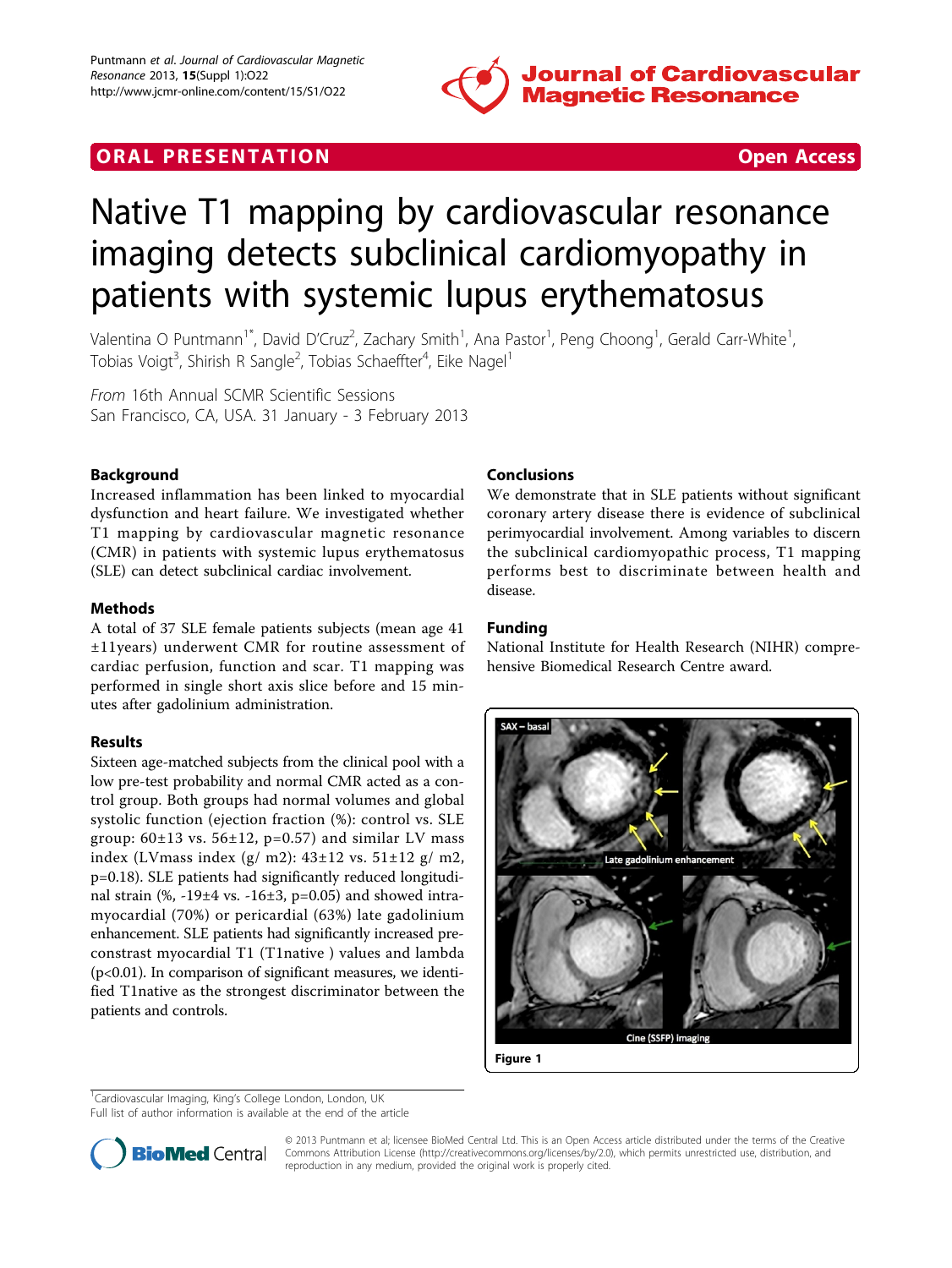ORAL PRESENTATION Open Access

# Native T1 mapping by cardiovascular resonance imaging detects subclinical cardiomyopathy in patients with systemic lupus erythematosus

Valentina O Puntmann[1*], David D'Cruz[2], Zachary Smith[1], Ana Pastor[1], Peng Choong[1], Gerald Carr-White[1], Tobias Voigt[3], Shirish R Sangle[2], Tobias Schaeffter[4], Eike Nagel[1]

*From* 16th Annual SCMR Scientific Sessions
San Francisco, CA, USA. 31 January - 3 February 2013

## Background

Increased inflammation has been linked to myocardial dysfunction and heart failure. We investigated whether T1 mapping by cardiovascular magnetic resonance (CMR) in patients with systemic lupus erythematosus (SLE) can detect subclinical cardiac involvement.

## Methods

A total of 37 SLE female patients subjects (mean age 41 ±11years) underwent CMR for routine assessment of cardiac perfusion, function and scar. T1 mapping was performed in single short axis slice before and 15 minutes after gadolinium administration.

## Results

Sixteen age-matched subjects from the clinical pool with a low pre-test probability and normal CMR acted as a control group. Both groups had normal volumes and global systolic function (ejection fraction (%): control vs. SLE group: 60±13 vs. 56±12, p=0.57) and similar LV mass index (LVmass index (g/ m2): 43±12 vs. 51±12 g/ m2, p=0.18). SLE patients had significantly reduced longitudinal strain (%, -19±4 vs. -16±3, p=0.05) and showed intra-myocardial (70%) or pericardial (63%) late gadolinium enhancement. SLE patients had significantly increased pre-constrast myocardial T1 (T1native ) values and lambda (p<0.01). In comparison of significant measures, we identified T1native as the strongest discriminator between the patients and controls.

## Conclusions

We demonstrate that in SLE patients without significant coronary artery disease there is evidence of subclinical perimyocardial involvement. Among variables to discern the subclinical cardiomyopathic process, T1 mapping performs best to discriminate between health and disease.

## Funding

National Institute for Health Research (NIHR) comprehensive Biomedical Research Centre award.

Figure 1

[1]Cardiovascular Imaging, King's College London, London, UK
Full list of author information is available at the end of the article

© 2013 Puntmann et al; licensee BioMed Central Ltd. This is an Open Access article distributed under the terms of the Creative Commons Attribution License (http://creativecommons.org/licenses/by/2.0), which permits unrestricted use, distribution, and reproduction in any medium, provided the original work is properly cited.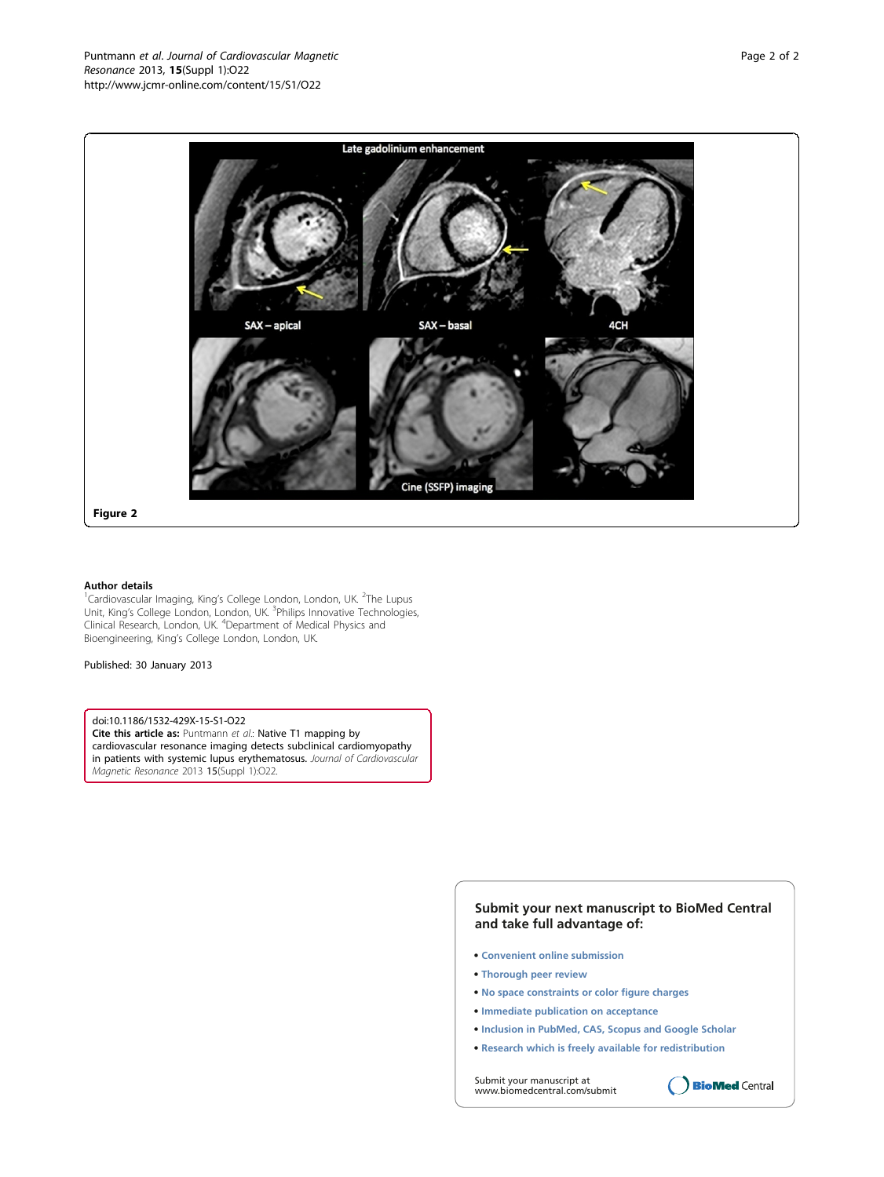Late gadolinium enhancement

SAX – apical

SAX – basal

4CH

Cine (SSFP) imaging

**Figure 2**

### Author details

[1]Cardiovascular Imaging, King's College London, London, UK. [2]The Lupus Unit, King's College London, London, UK. [3]Philips Innovative Technologies, Clinical Research, London, UK. [4]Department of Medical Physics and Bioengineering, King's College London, London, UK.

Published: 30 January 2013

doi:10.1186/1532-429X-15-S1-O22

**Cite this article as:** Puntmann *et al.*: Native T1 mapping by cardiovascular resonance imaging detects subclinical cardiomyopathy in patients with systemic lupus erythematosus. *Journal of Cardiovascular Magnetic Resonance* 2013 **15**(Suppl 1):O22.

**Submit your next manuscript to BioMed Central and take full advantage of:**

- Convenient online submission
- Thorough peer review
- No space constraints or color figure charges
- Immediate publication on acceptance
- Inclusion in PubMed, CAS, Scopus and Google Scholar
- Research which is freely available for redistribution

Submit your manuscript at www.biomedcentral.com/submit

BioMed Central